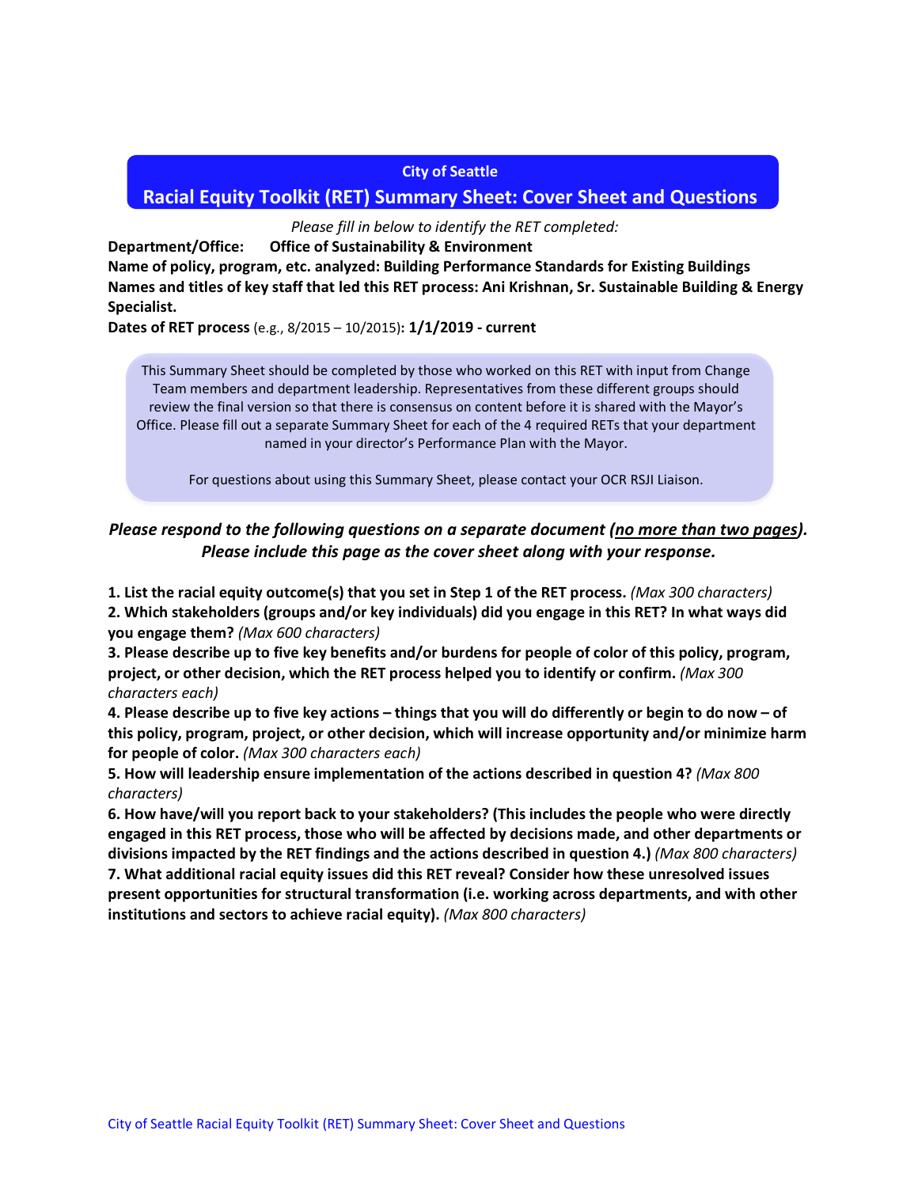## City of Seattle

# Racial Equity Toolkit (RET) Summary Sheet: Cover Sheet and Questions

*Please fill in below to identify the RET completed:*

**Department/Office:** **Office of Sustainability & Environment**

**Name of policy, program, etc. analyzed: Building Performance Standards for Existing Buildings**

**Names and titles of key staff that led this RET process: Ani Krishnan, Sr. Sustainable Building & Energy Specialist.**

**Dates of RET process** (e.g., 8/2015 – 10/2015)**: 1/1/2019 - current**

This Summary Sheet should be completed by those who worked on this RET with input from Change Team members and department leadership. Representatives from these different groups should review the final version so that there is consensus on content before it is shared with the Mayor's Office. Please fill out a separate Summary Sheet for each of the 4 required RETs that your department named in your director's Performance Plan with the Mayor.

For questions about using this Summary Sheet, please contact your OCR RSJI Liaison.

***Please respond to the following questions on a separate document (<u>no more than two pages</u>). Please include this page as the cover sheet along with your response.***

**1. List the racial equity outcome(s) that you set in Step 1 of the RET process.** *(Max 300 characters)*

**2. Which stakeholders (groups and/or key individuals) did you engage in this RET? In what ways did you engage them?** *(Max 600 characters)*

**3. Please describe up to five key benefits and/or burdens for people of color of this policy, program, project, or other decision, which the RET process helped you to identify or confirm.** *(Max 300 characters each)*

**4. Please describe up to five key actions – things that you will do differently or begin to do now – of this policy, program, project, or other decision, which will increase opportunity and/or minimize harm for people of color.** *(Max 300 characters each)*

**5. How will leadership ensure implementation of the actions described in question 4?** *(Max 800 characters)*

**6. How have/will you report back to your stakeholders? (This includes the people who were directly engaged in this RET process, those who will be affected by decisions made, and other departments or divisions impacted by the RET findings and the actions described in question 4.)** *(Max 800 characters)*

**7. What additional racial equity issues did this RET reveal? Consider how these unresolved issues present opportunities for structural transformation (i.e. working across departments, and with other institutions and sectors to achieve racial equity).** *(Max 800 characters)*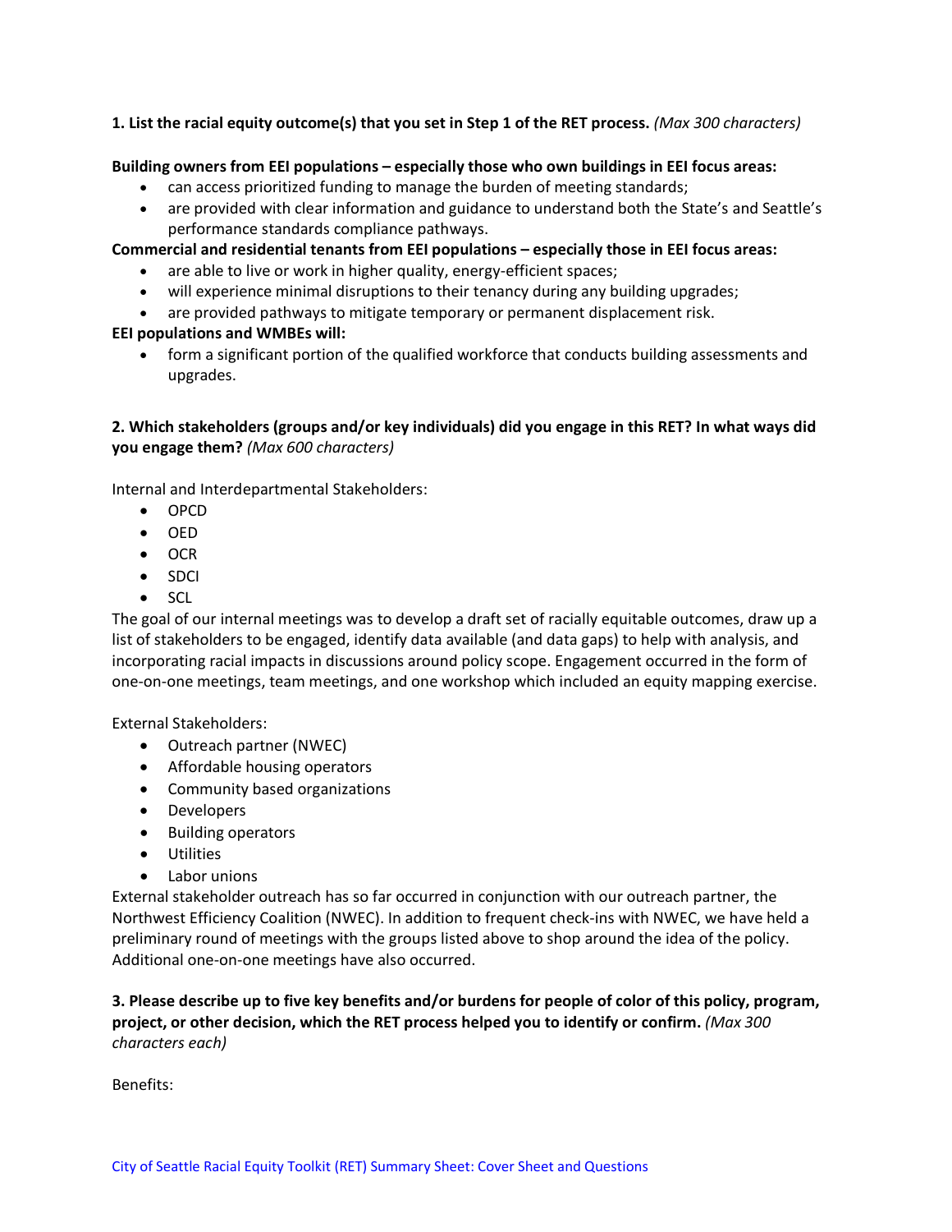**1. List the racial equity outcome(s) that you set in Step 1 of the RET process.** *(Max 300 characters)*

**Building owners from EEI populations – especially those who own buildings in EEI focus areas:**

- can access prioritized funding to manage the burden of meeting standards;
- are provided with clear information and guidance to understand both the State's and Seattle's performance standards compliance pathways.

**Commercial and residential tenants from EEI populations – especially those in EEI focus areas:**

- are able to live or work in higher quality, energy-efficient spaces;
- will experience minimal disruptions to their tenancy during any building upgrades;
- are provided pathways to mitigate temporary or permanent displacement risk.

**EEI populations and WMBEs will:**

- form a significant portion of the qualified workforce that conducts building assessments and upgrades.

**2. Which stakeholders (groups and/or key individuals) did you engage in this RET? In what ways did you engage them?** *(Max 600 characters)*

Internal and Interdepartmental Stakeholders:

- OPCD
- OED
- OCR
- SDCI
- SCL

The goal of our internal meetings was to develop a draft set of racially equitable outcomes, draw up a list of stakeholders to be engaged, identify data available (and data gaps) to help with analysis, and incorporating racial impacts in discussions around policy scope. Engagement occurred in the form of one-on-one meetings, team meetings, and one workshop which included an equity mapping exercise.

External Stakeholders:

- Outreach partner (NWEC)
- Affordable housing operators
- Community based organizations
- Developers
- Building operators
- Utilities
- Labor unions

External stakeholder outreach has so far occurred in conjunction with our outreach partner, the Northwest Efficiency Coalition (NWEC). In addition to frequent check-ins with NWEC, we have held a preliminary round of meetings with the groups listed above to shop around the idea of the policy. Additional one-on-one meetings have also occurred.

**3. Please describe up to five key benefits and/or burdens for people of color of this policy, program, project, or other decision, which the RET process helped you to identify or confirm.** *(Max 300 characters each)*

Benefits: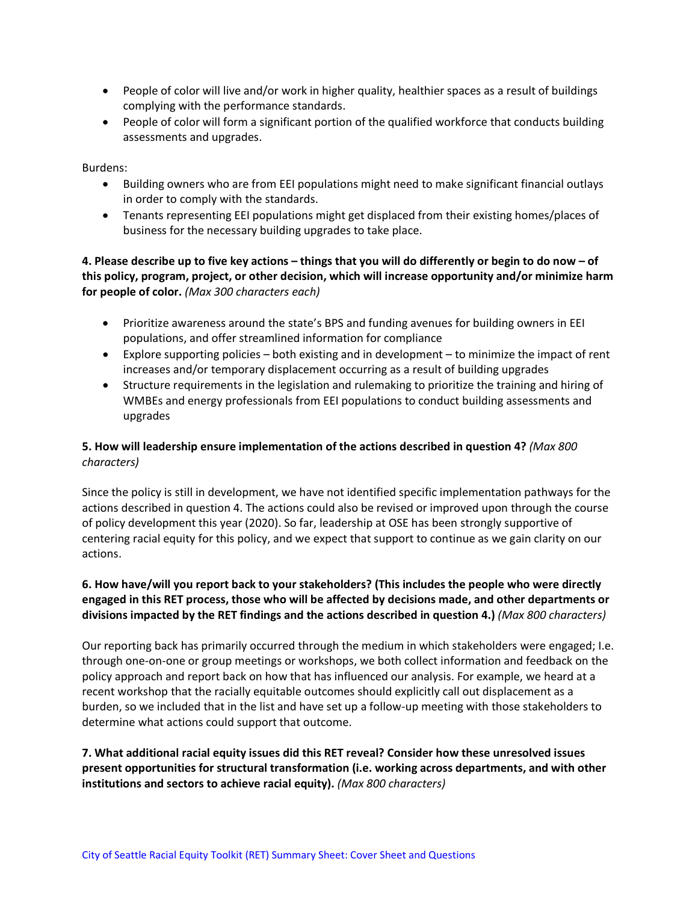- People of color will live and/or work in higher quality, healthier spaces as a result of buildings complying with the performance standards.
- People of color will form a significant portion of the qualified workforce that conducts building assessments and upgrades.

Burdens:

- Building owners who are from EEI populations might need to make significant financial outlays in order to comply with the standards.
- Tenants representing EEI populations might get displaced from their existing homes/places of business for the necessary building upgrades to take place.

**4. Please describe up to five key actions – things that you will do differently or begin to do now – of this policy, program, project, or other decision, which will increase opportunity and/or minimize harm for people of color.** *(Max 300 characters each)*

- Prioritize awareness around the state's BPS and funding avenues for building owners in EEI populations, and offer streamlined information for compliance
- Explore supporting policies – both existing and in development – to minimize the impact of rent increases and/or temporary displacement occurring as a result of building upgrades
- Structure requirements in the legislation and rulemaking to prioritize the training and hiring of WMBEs and energy professionals from EEI populations to conduct building assessments and upgrades

**5. How will leadership ensure implementation of the actions described in question 4?** *(Max 800 characters)*

Since the policy is still in development, we have not identified specific implementation pathways for the actions described in question 4. The actions could also be revised or improved upon through the course of policy development this year (2020). So far, leadership at OSE has been strongly supportive of centering racial equity for this policy, and we expect that support to continue as we gain clarity on our actions.

**6. How have/will you report back to your stakeholders? (This includes the people who were directly engaged in this RET process, those who will be affected by decisions made, and other departments or divisions impacted by the RET findings and the actions described in question 4.)** *(Max 800 characters)*

Our reporting back has primarily occurred through the medium in which stakeholders were engaged; I.e. through one-on-one or group meetings or workshops, we both collect information and feedback on the policy approach and report back on how that has influenced our analysis. For example, we heard at a recent workshop that the racially equitable outcomes should explicitly call out displacement as a burden, so we included that in the list and have set up a follow-up meeting with those stakeholders to determine what actions could support that outcome.

**7. What additional racial equity issues did this RET reveal? Consider how these unresolved issues present opportunities for structural transformation (i.e. working across departments, and with other institutions and sectors to achieve racial equity).** *(Max 800 characters)*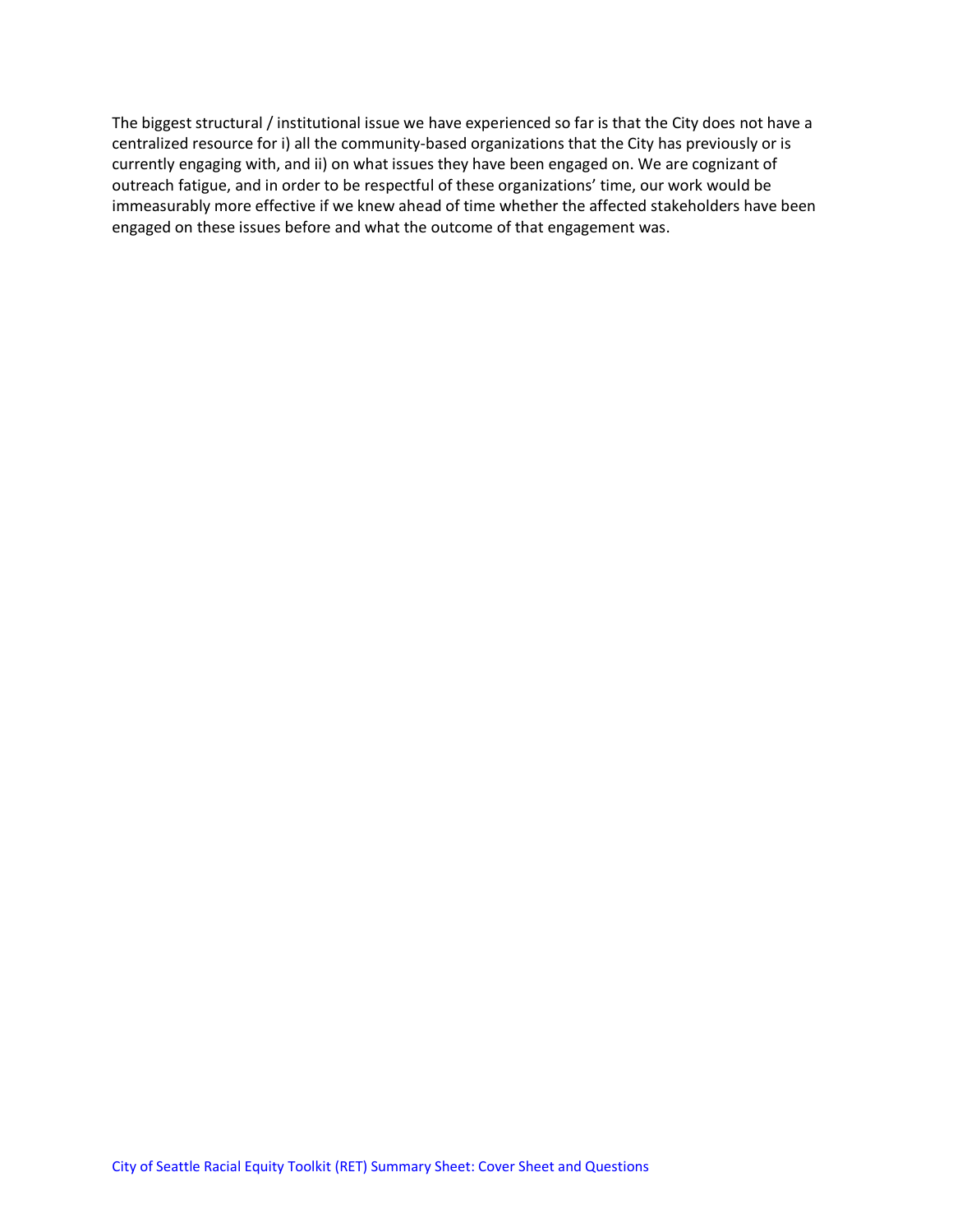The biggest structural / institutional issue we have experienced so far is that the City does not have a centralized resource for i) all the community-based organizations that the City has previously or is currently engaging with, and ii) on what issues they have been engaged on. We are cognizant of outreach fatigue, and in order to be respectful of these organizations' time, our work would be immeasurably more effective if we knew ahead of time whether the affected stakeholders have been engaged on these issues before and what the outcome of that engagement was.